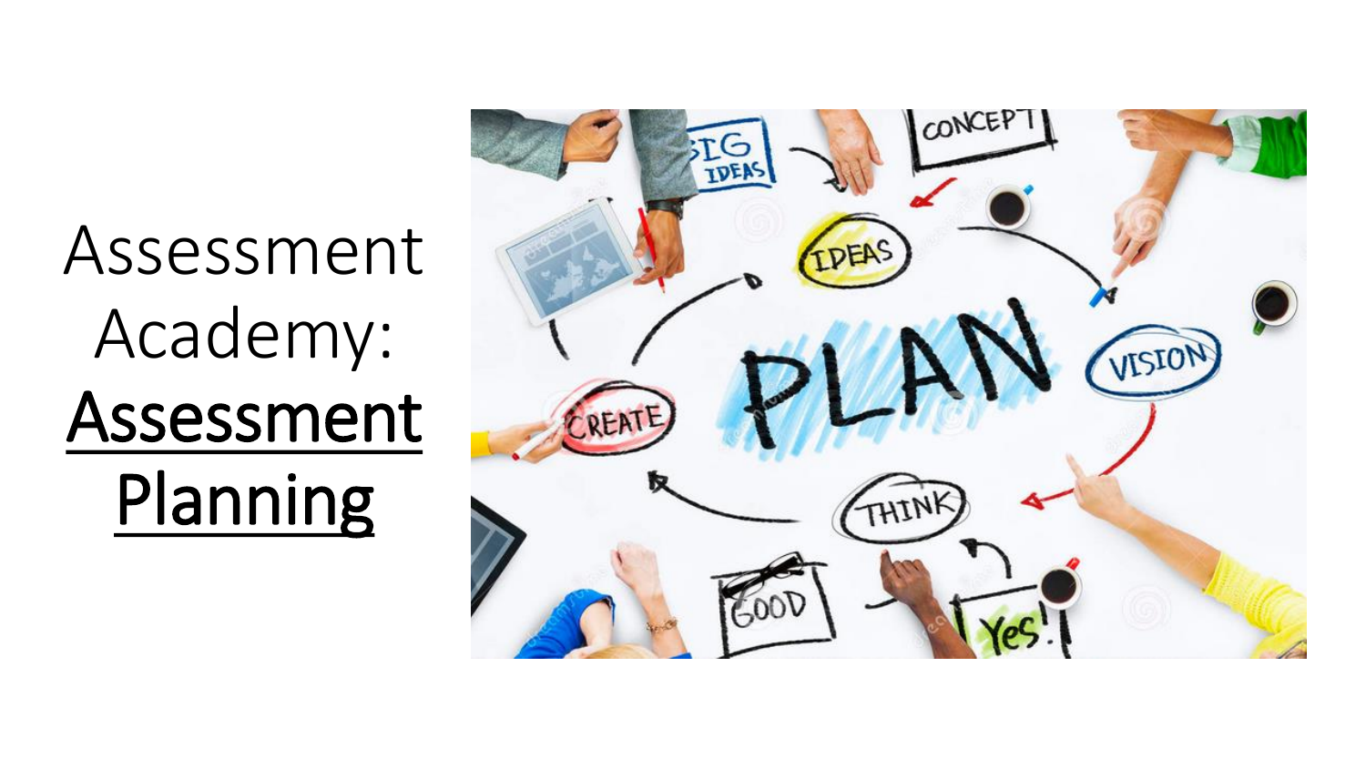# Assessment Academy: **Assessment Planning**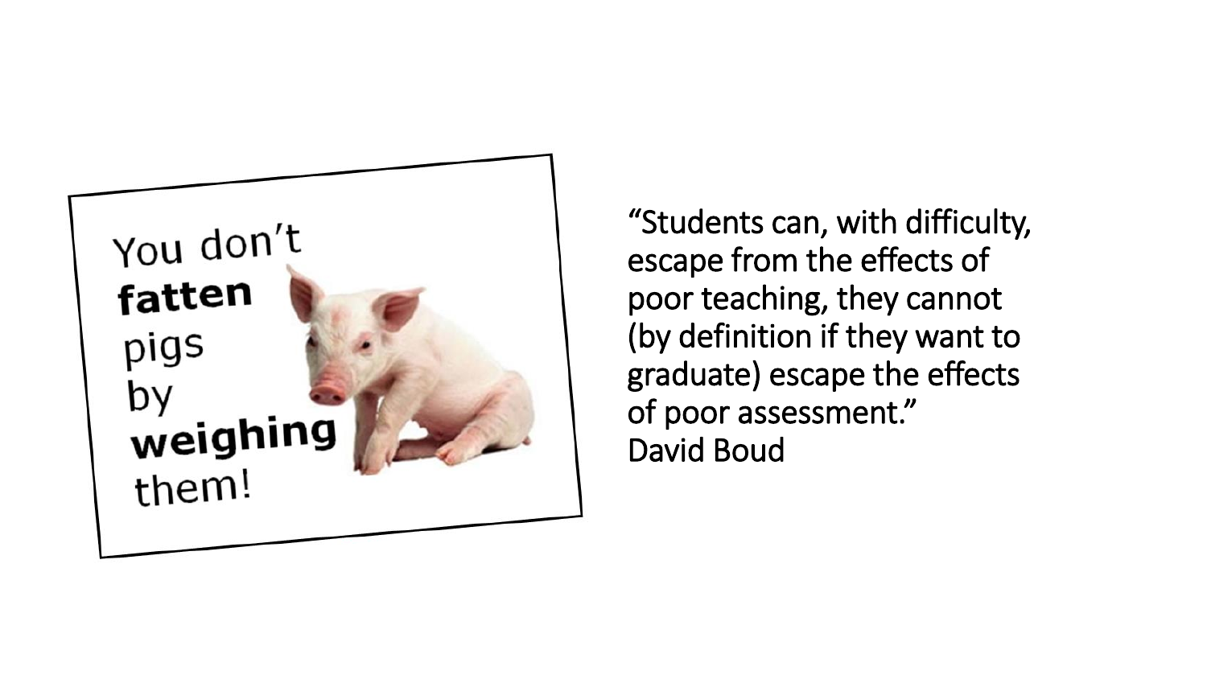You don't **fatten** pigs by **weighing** them!

"Students can, with difficulty, escape from the effects of poor teaching, they cannot (by definition if they want to graduate) escape the effects of poor assessment."
David Boud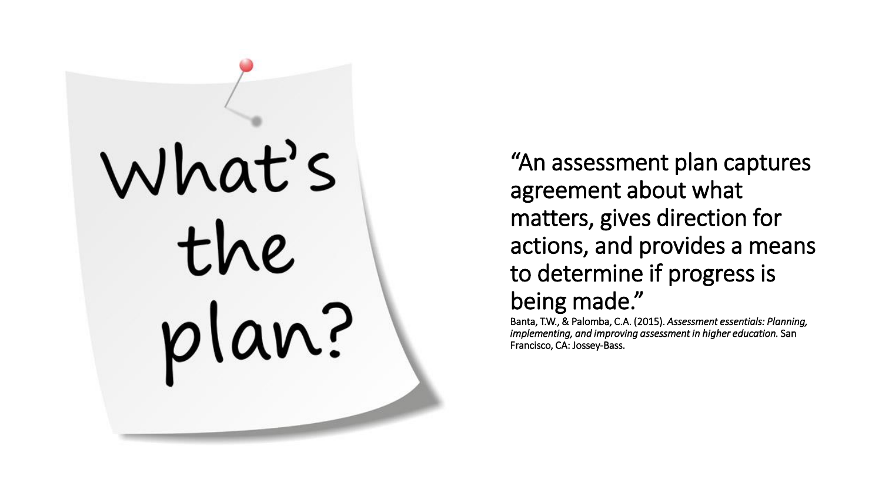What's the plan?

"An assessment plan captures agreement about what matters, gives direction for actions, and provides a means to determine if progress is being made."

Banta, T.W., & Palomba, C.A. (2015). *Assessment essentials: Planning, implementing, and improving assessment in higher education.* San Francisco, CA: Jossey-Bass.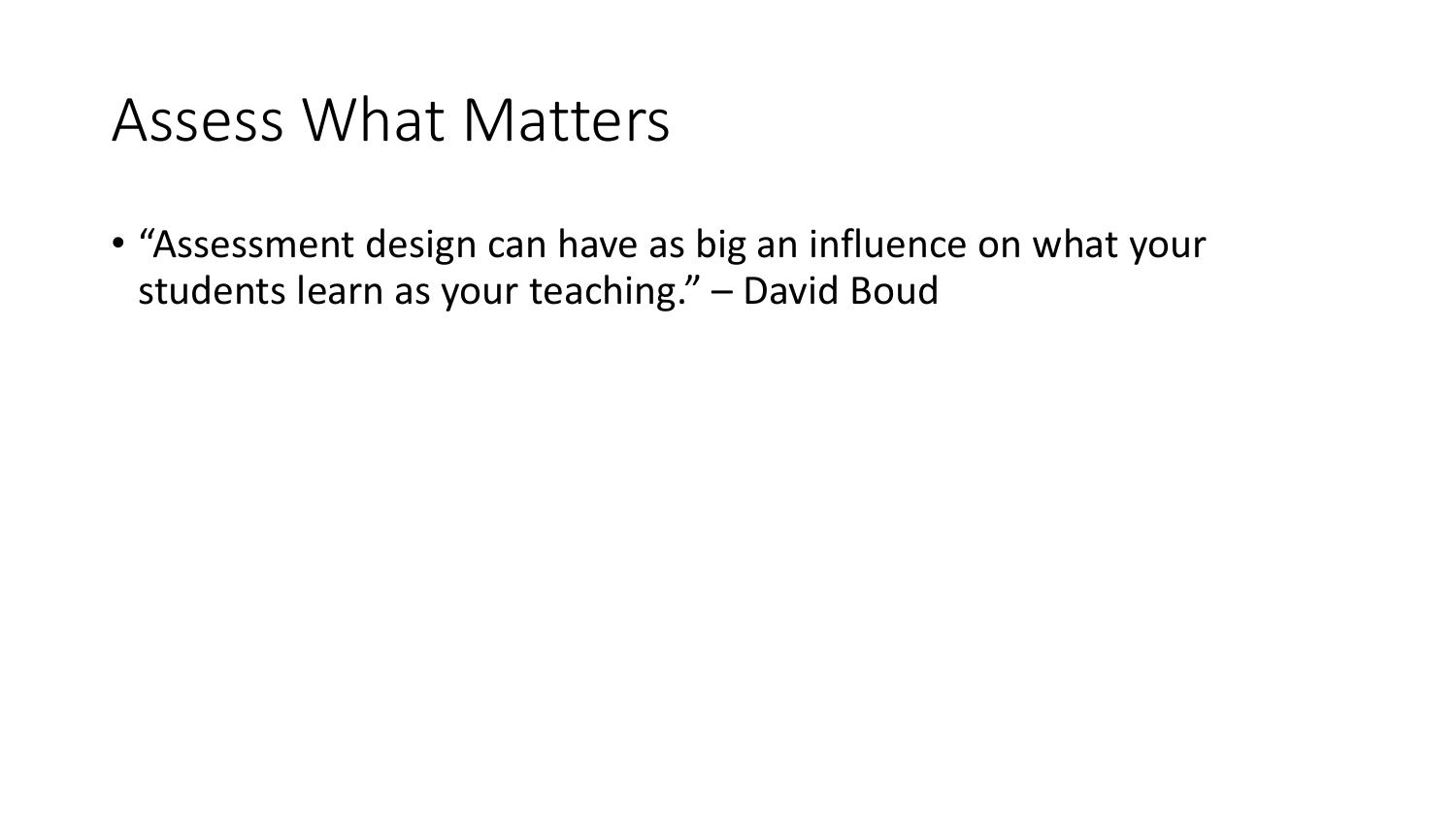# Assess What Matters

- "Assessment design can have as big an influence on what your students learn as your teaching." – David Boud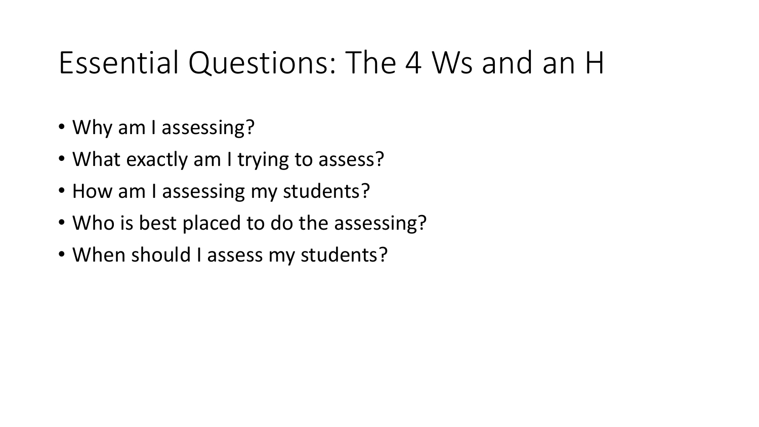# Essential Questions: The 4 Ws and an H

- Why am I assessing?
- What exactly am I trying to assess?
- How am I assessing my students?
- Who is best placed to do the assessing?
- When should I assess my students?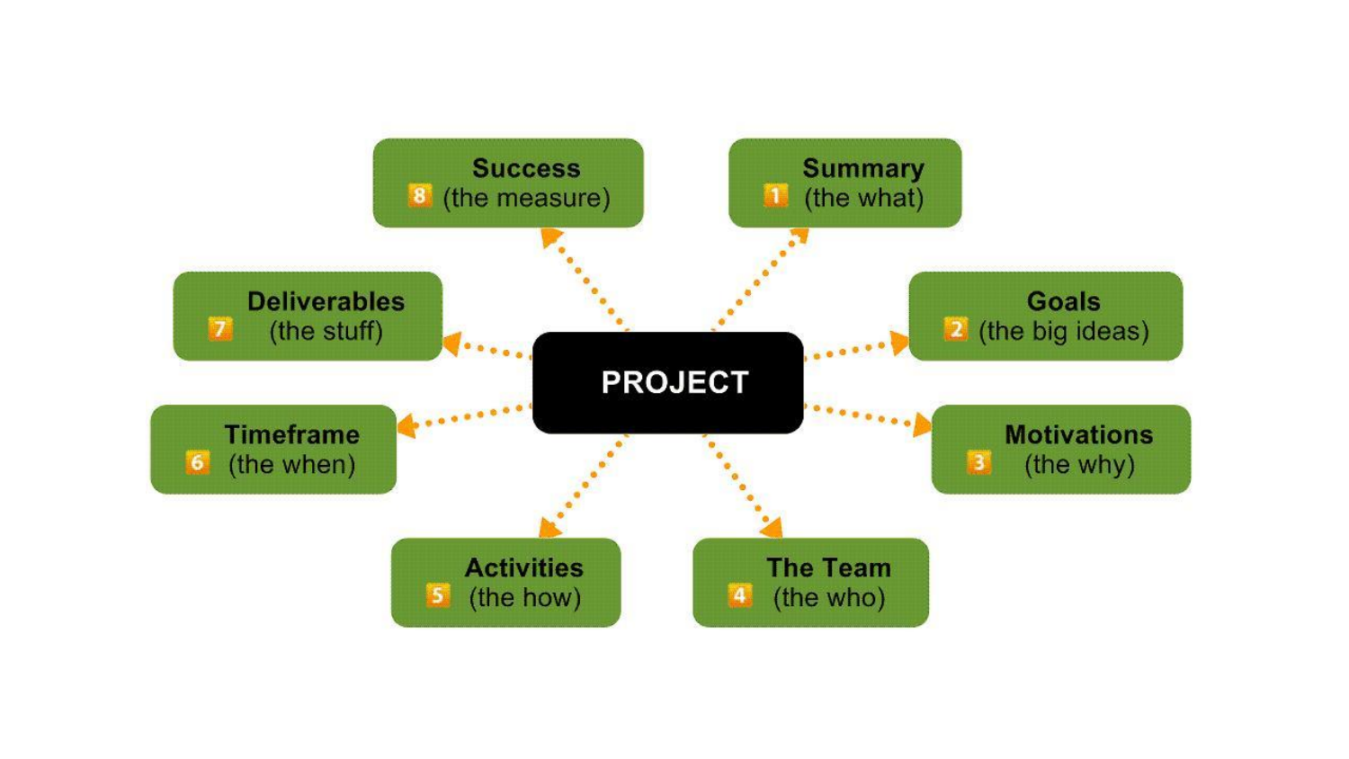PROJECT

1. **Summary** (the what)
2. **Goals** (the big ideas)
3. **Motivations** (the why)
4. **The Team** (the who)
5. **Activities** (the how)
6. **Timeframe** (the when)
7. **Deliverables** (the stuff)
8. **Success** (the measure)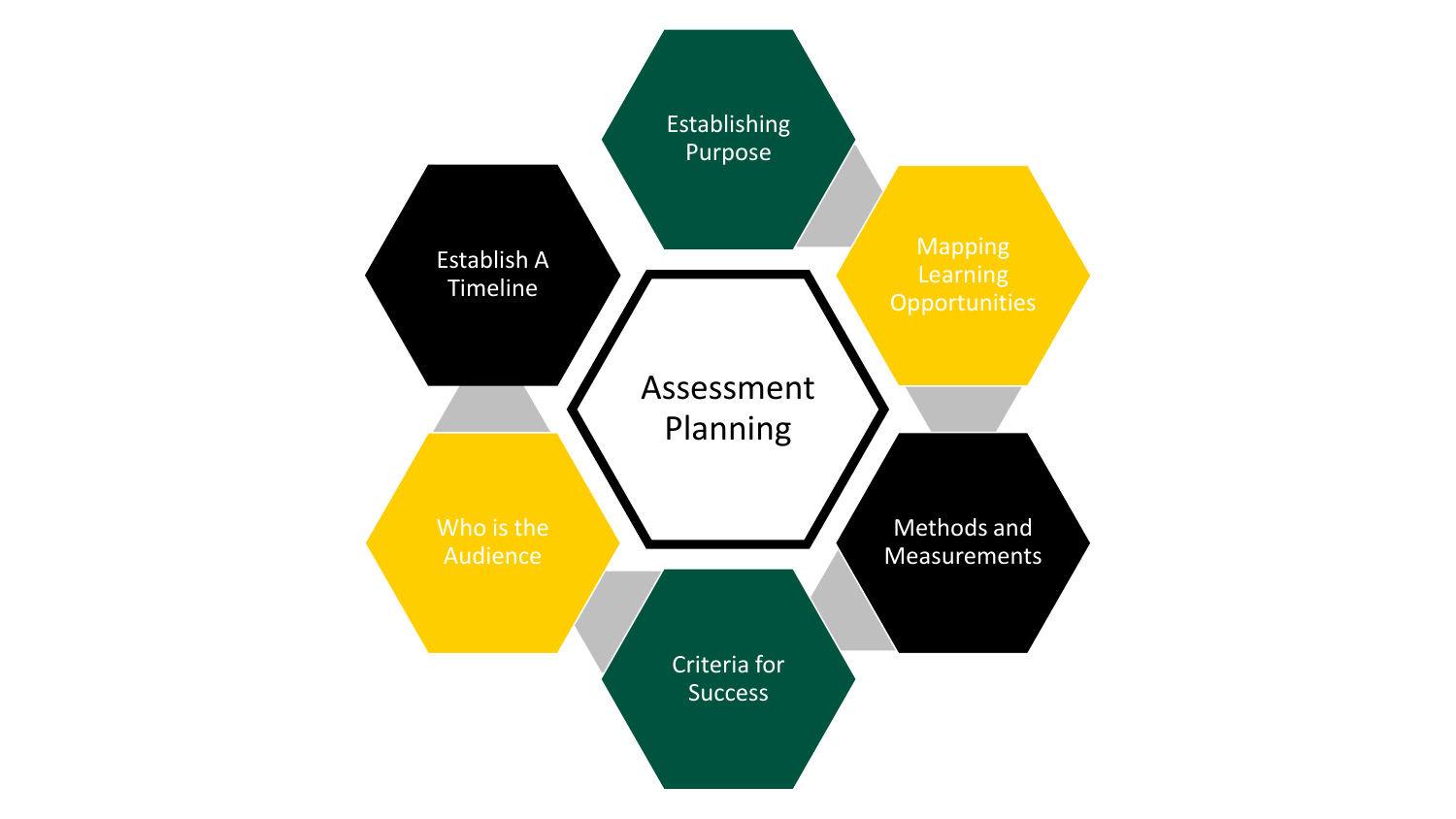# Assessment Planning

- Establishing Purpose
- Mapping Learning Opportunities
- Methods and Measurements
- Criteria for Success
- Who is the Audience
- Establish A Timeline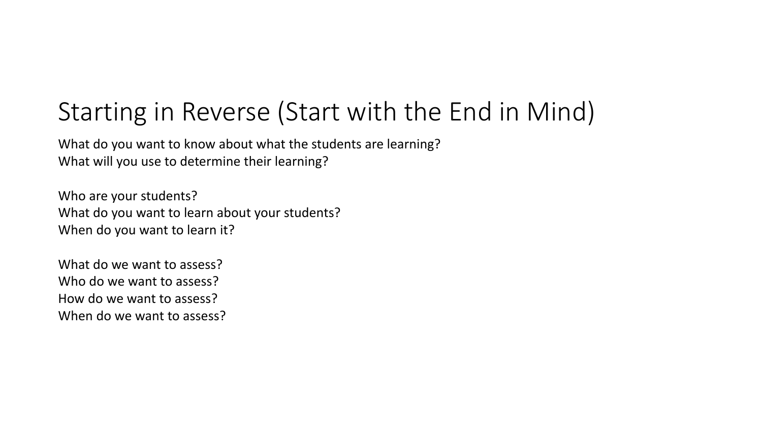# Starting in Reverse (Start with the End in Mind)

What do you want to know about what the students are learning?
What will you use to determine their learning?

Who are your students?
What do you want to learn about your students?
When do you want to learn it?

What do we want to assess?
Who do we want to assess?
How do we want to assess?
When do we want to assess?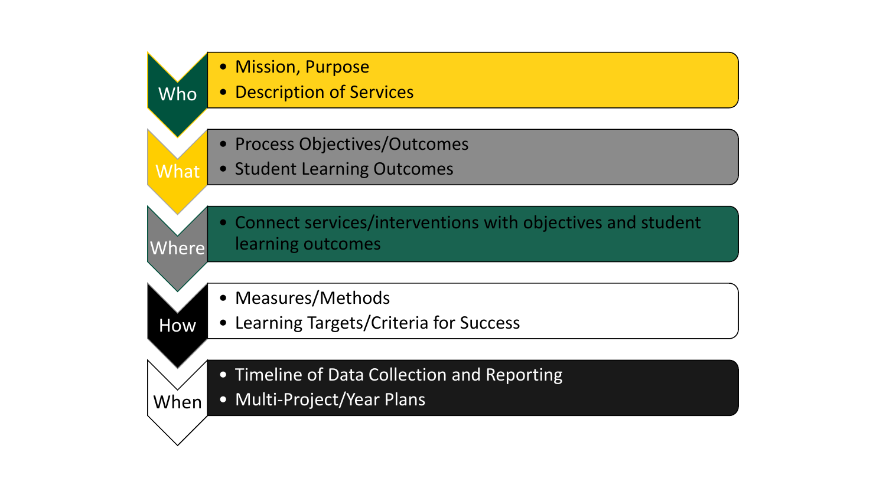**Who**
- Mission, Purpose
- Description of Services

**What**
- Process Objectives/Outcomes
- Student Learning Outcomes

**Where**
- Connect services/interventions with objectives and student learning outcomes

**How**
- Measures/Methods
- Learning Targets/Criteria for Success

**When**
- Timeline of Data Collection and Reporting
- Multi-Project/Year Plans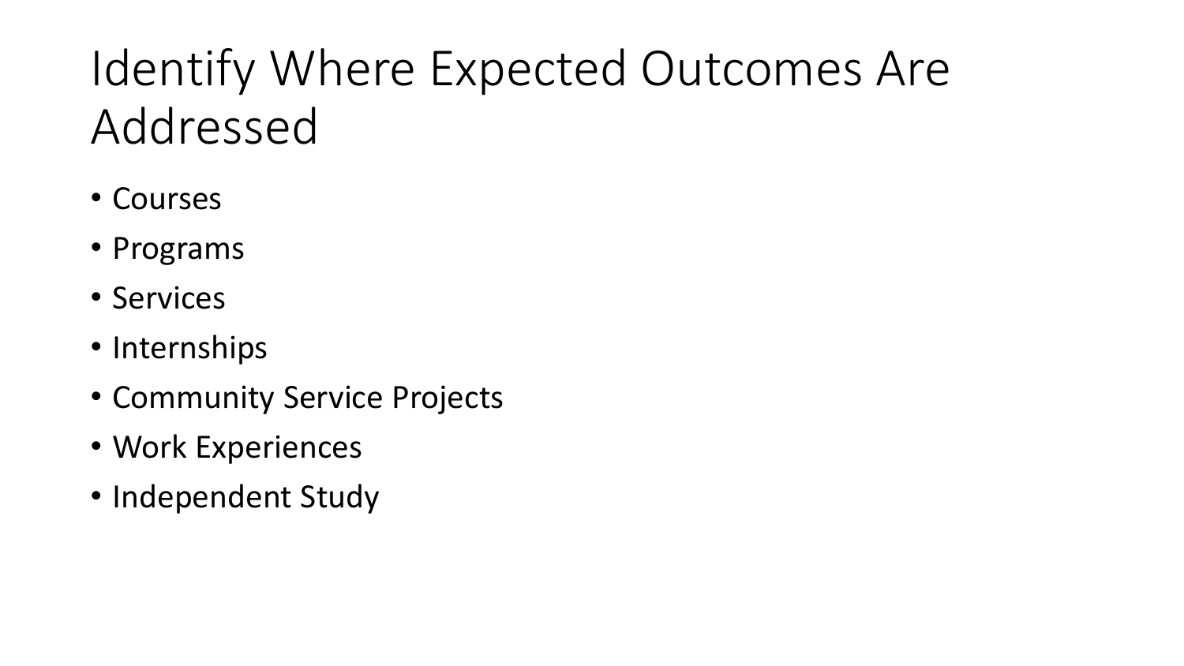# Identify Where Expected Outcomes Are Addressed

- Courses
- Programs
- Services
- Internships
- Community Service Projects
- Work Experiences
- Independent Study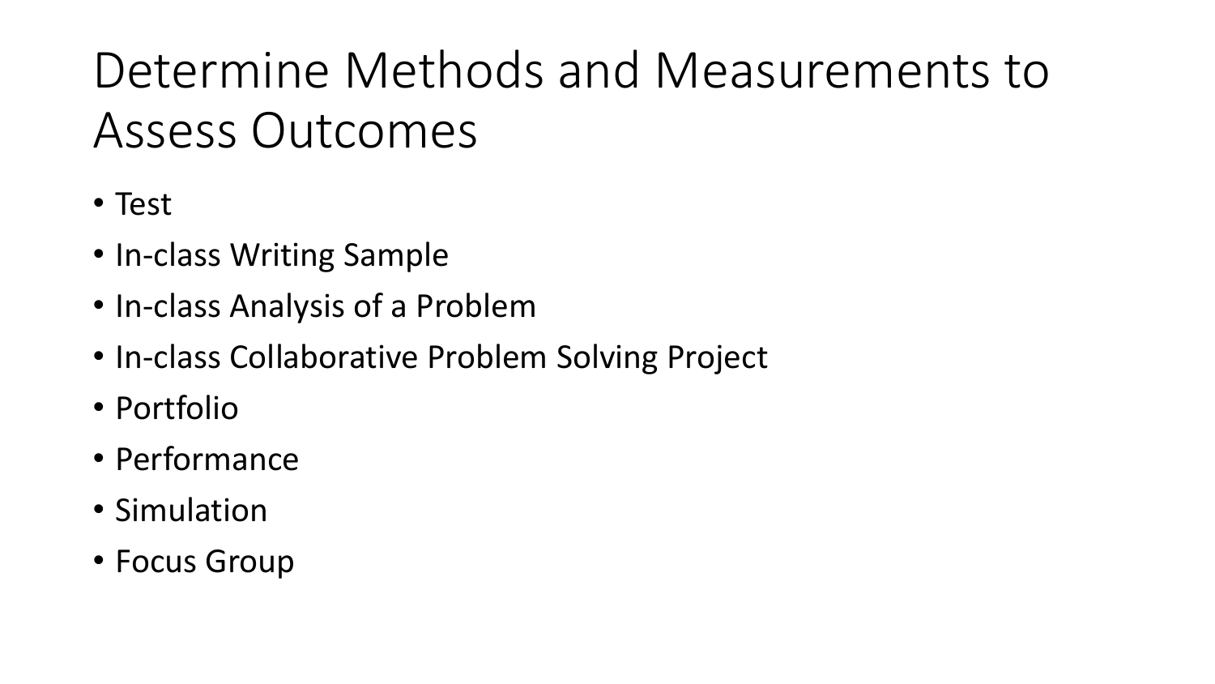# Determine Methods and Measurements to Assess Outcomes

- Test
- In-class Writing Sample
- In-class Analysis of a Problem
- In-class Collaborative Problem Solving Project
- Portfolio
- Performance
- Simulation
- Focus Group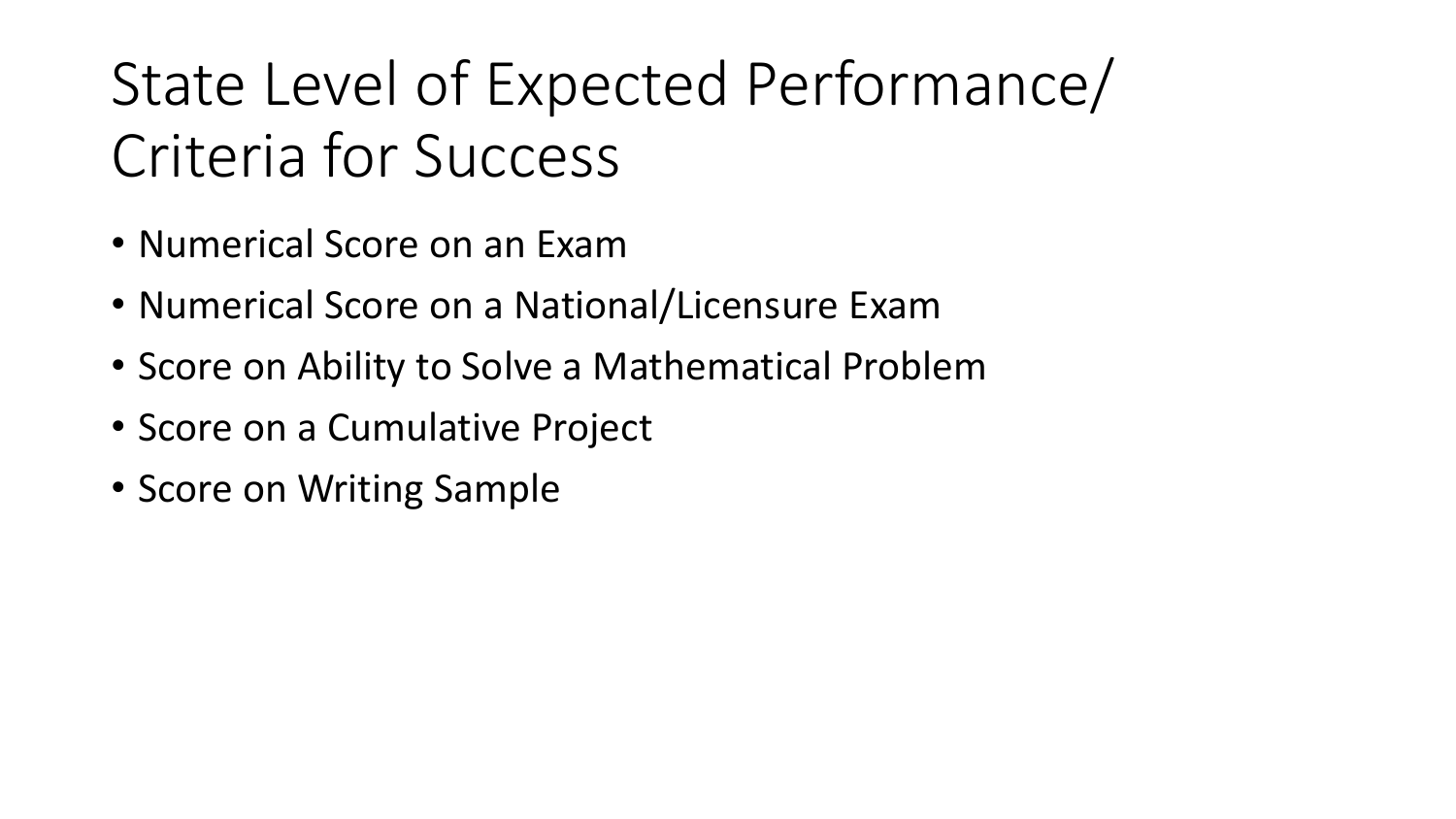# State Level of Expected Performance/ Criteria for Success

- Numerical Score on an Exam
- Numerical Score on a National/Licensure Exam
- Score on Ability to Solve a Mathematical Problem
- Score on a Cumulative Project
- Score on Writing Sample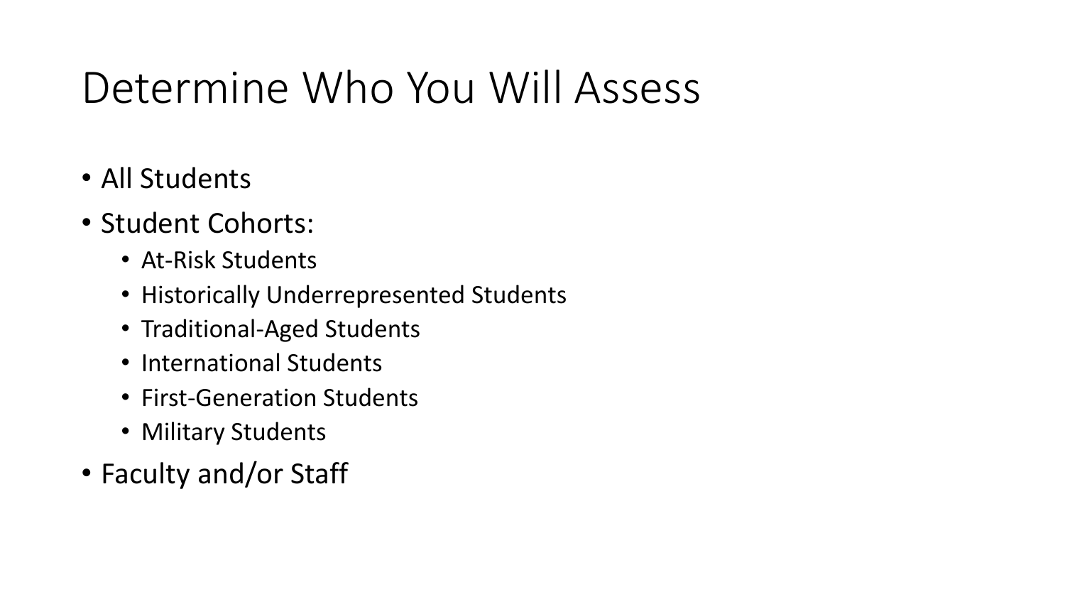# Determine Who You Will Assess

- All Students
- Student Cohorts:
  - At-Risk Students
  - Historically Underrepresented Students
  - Traditional-Aged Students
  - International Students
  - First-Generation Students
  - Military Students
- Faculty and/or Staff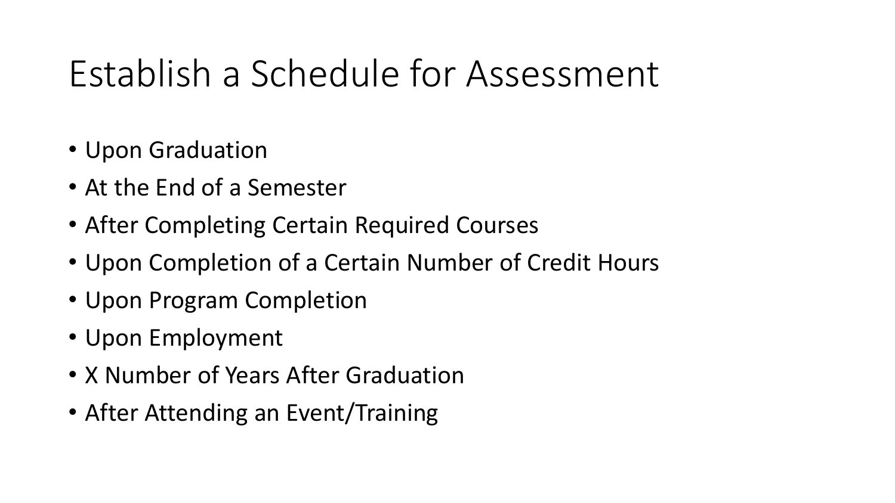# Establish a Schedule for Assessment

- Upon Graduation
- At the End of a Semester
- After Completing Certain Required Courses
- Upon Completion of a Certain Number of Credit Hours
- Upon Program Completion
- Upon Employment
- X Number of Years After Graduation
- After Attending an Event/Training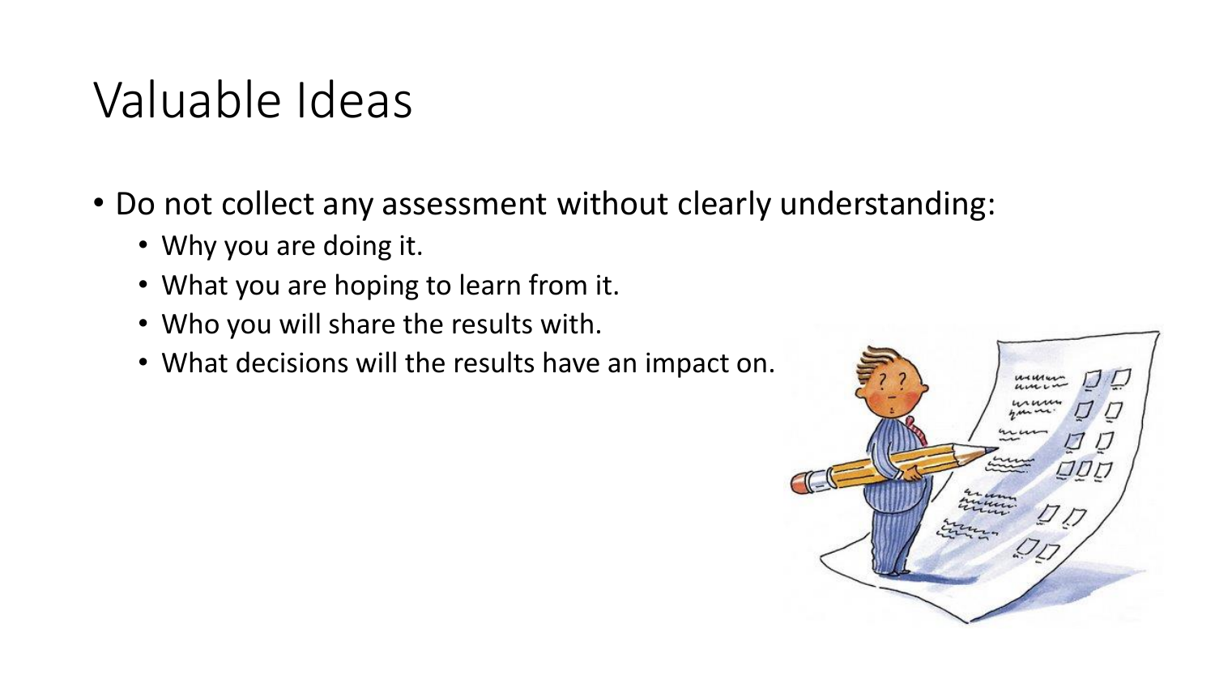# Valuable Ideas

- Do not collect any assessment without clearly understanding:
  - Why you are doing it.
  - What you are hoping to learn from it.
  - Who you will share the results with.
  - What decisions will the results have an impact on.